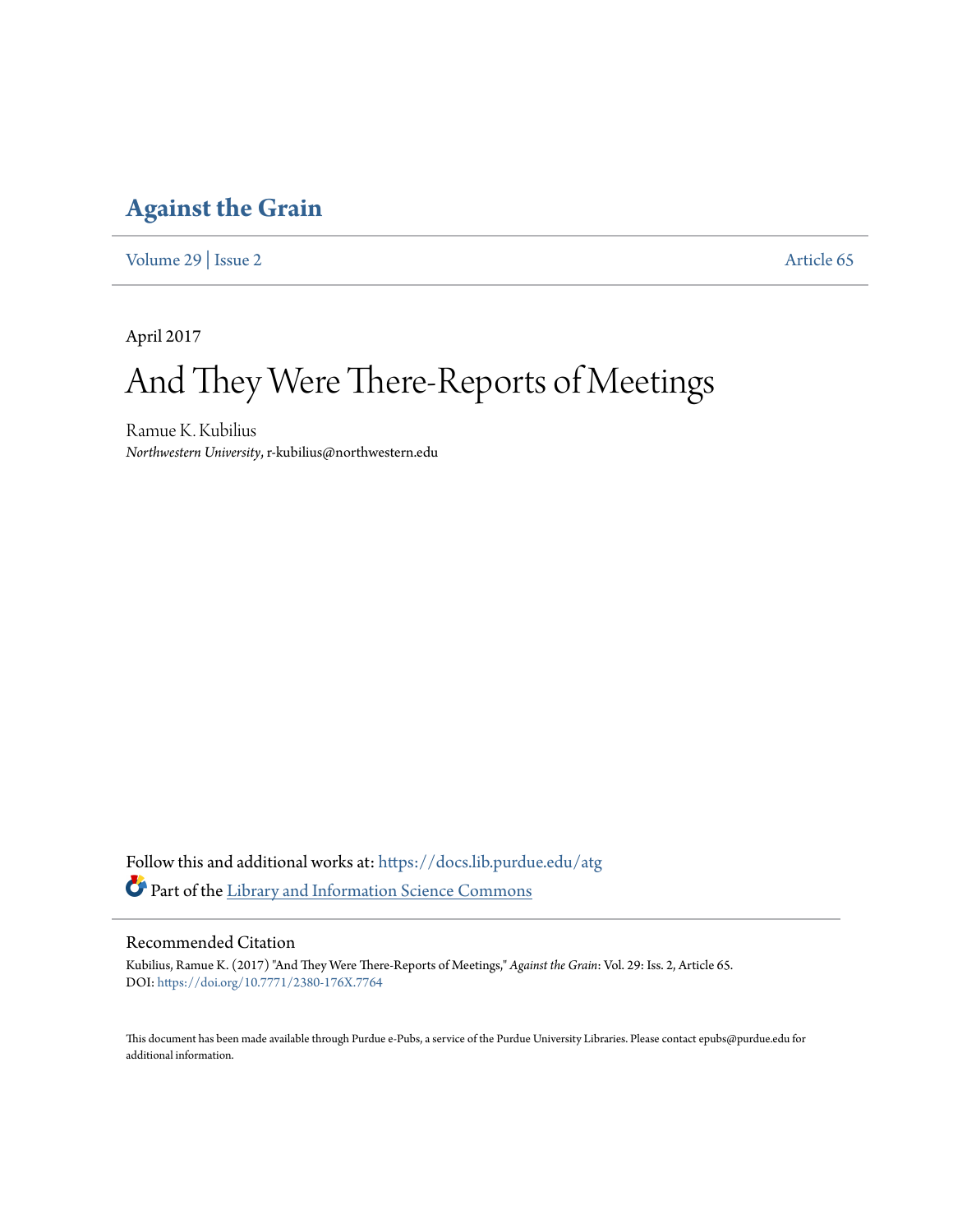# Against the Grain

Volume 29 | Issue 2 Article 65

April 2017

# And They Were There-Reports of Meetings

Ramue K. Kubilius
*Northwestern University*, r-kubilius@northwestern.edu

Follow this and additional works at: https://docs.lib.purdue.edu/atg

Part of the Library and Information Science Commons

## Recommended Citation

Kubilius, Ramue K. (2017) "And They Were There-Reports of Meetings," *Against the Grain*: Vol. 29: Iss. 2, Article 65.
DOI: https://doi.org/10.7771/2380-176X.7764

This document has been made available through Purdue e-Pubs, a service of the Purdue University Libraries. Please contact epubs@purdue.edu for additional information.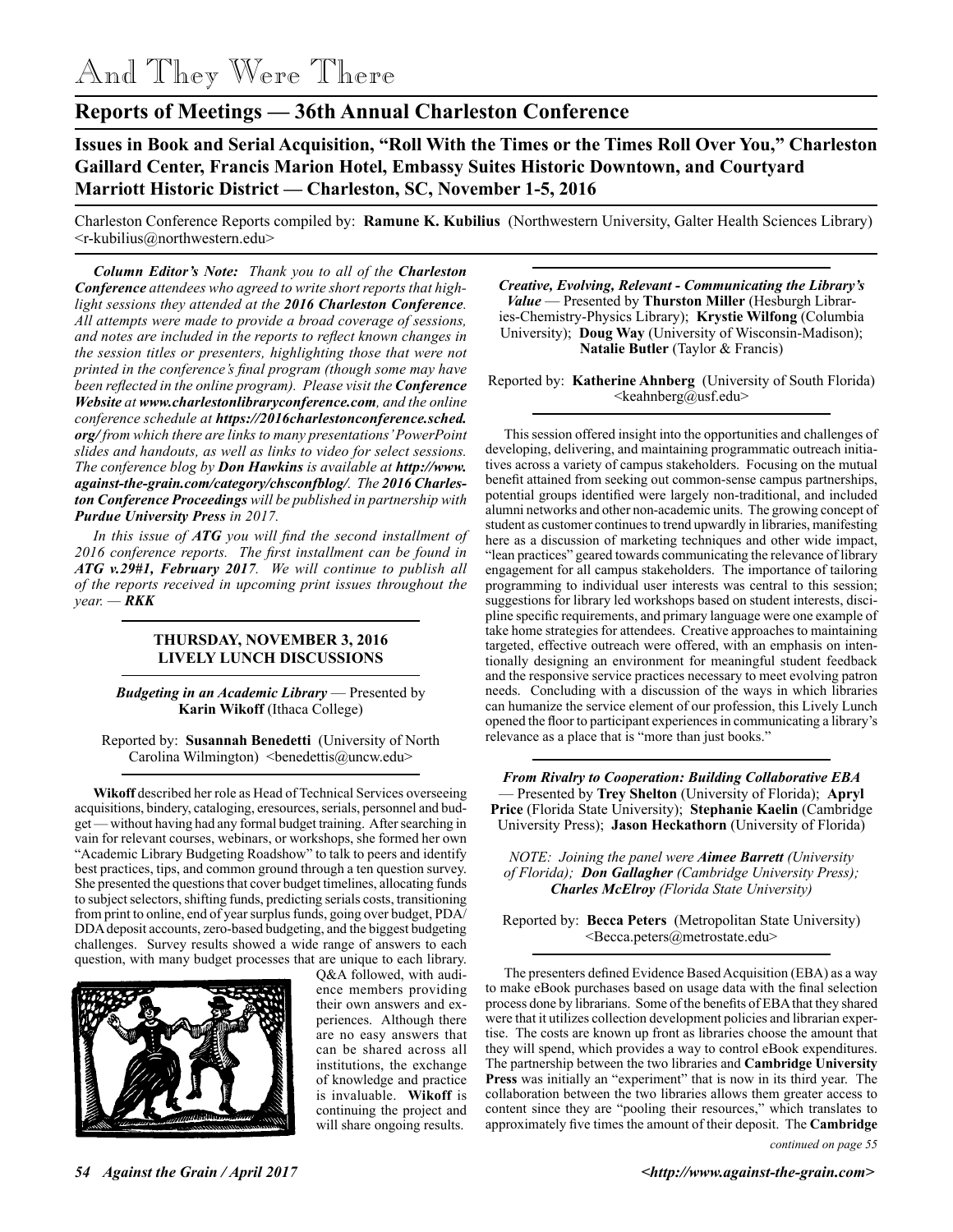# And They Were There

## Reports of Meetings — 36th Annual Charleston Conference

### Issues in Book and Serial Acquisition, "Roll With the Times or the Times Roll Over You," Charleston Gaillard Center, Francis Marion Hotel, Embassy Suites Historic Downtown, and Courtyard Marriott Historic District — Charleston, SC, November 1-5, 2016

Charleston Conference Reports compiled by: **Ramune K. Kubilius** (Northwestern University, Galter Health Sciences Library) <r-kubilius@northwestern.edu>

***Column Editor's Note:*** *Thank you to all of the **Charleston Conference** attendees who agreed to write short reports that highlight sessions they attended at the **2016 Charleston Conference**. All attempts were made to provide a broad coverage of sessions, and notes are included in the reports to reflect known changes in the session titles or presenters, highlighting those that were not printed in the conference's final program (though some may have been reflected in the online program). Please visit the **Conference Website** at **www.charlestonlibraryconference.com**, and the online conference schedule at **https://2016charlestonconference.sched.org/** from which there are links to many presentations' PowerPoint slides and handouts, as well as links to video for select sessions. The conference blog by **Don Hawkins** is available at **http://www.against-the-grain.com/category/chsconfblog/**. The **2016 Charleston Conference Proceedings** will be published in partnership with **Purdue University Press** in 2017.*

*In this issue of **ATG** you will find the second installment of 2016 conference reports. The first installment can be found in **ATG v.29#1, February 2017**. We will continue to publish all of the reports received in upcoming print issues throughout the year. — **RKK***

#### THURSDAY, NOVEMBER 3, 2016 LIVELY LUNCH DISCUSSIONS

***Budgeting in an Academic Library*** — Presented by **Karin Wikoff** (Ithaca College)

Reported by: **Susannah Benedetti** (University of North Carolina Wilmington) <benedettis@uncw.edu>

**Wikoff** described her role as Head of Technical Services overseeing acquisitions, bindery, cataloging, eresources, serials, personnel and budget — without having had any formal budget training. After searching in vain for relevant courses, webinars, or workshops, she formed her own "Academic Library Budgeting Roadshow" to talk to peers and identify best practices, tips, and common ground through a ten question survey. She presented the questions that cover budget timelines, allocating funds to subject selectors, shifting funds, predicting serials costs, transitioning from print to online, end of year surplus funds, going over budget, PDA/DDA deposit accounts, zero-based budgeting, and the biggest budgeting challenges. Survey results showed a wide range of answers to each question, with many budget processes that are unique to each library. Q&A followed, with audience members providing their own answers and experiences. Although there are no easy answers that can be shared across all institutions, the exchange of knowledge and practice is invaluable. **Wikoff** is continuing the project and will share ongoing results.

***Creative, Evolving, Relevant - Communicating the Library's Value*** — Presented by **Thurston Miller** (Hesburgh Libraries-Chemistry-Physics Library); **Krystie Wilfong** (Columbia University); **Doug Way** (University of Wisconsin-Madison); **Natalie Butler** (Taylor & Francis)

Reported by: **Katherine Ahnberg** (University of South Florida) <keahnberg@usf.edu>

This session offered insight into the opportunities and challenges of developing, delivering, and maintaining programmatic outreach initiatives across a variety of campus stakeholders. Focusing on the mutual benefit attained from seeking out common-sense campus partnerships, potential groups identified were largely non-traditional, and included alumni networks and other non-academic units. The growing concept of student as customer continues to trend upwardly in libraries, manifesting here as a discussion of marketing techniques and other wide impact, "lean practices" geared towards communicating the relevance of library engagement for all campus stakeholders. The importance of tailoring programming to individual user interests was central to this session; suggestions for library led workshops based on student interests, discipline specific requirements, and primary language were one example of take home strategies for attendees. Creative approaches to maintaining targeted, effective outreach were offered, with an emphasis on intentionally designing an environment for meaningful student feedback and the responsive service practices necessary to meet evolving patron needs. Concluding with a discussion of the ways in which libraries can humanize the service element of our profession, this Lively Lunch opened the floor to participant experiences in communicating a library's relevance as a place that is "more than just books."

***From Rivalry to Cooperation: Building Collaborative EBA*** — Presented by **Trey Shelton** (University of Florida); **Apryl Price** (Florida State University); **Stephanie Kaelin** (Cambridge University Press); **Jason Heckathorn** (University of Florida)

*NOTE: Joining the panel were **Aimee Barrett** (University of Florida); **Don Gallagher** (Cambridge University Press); **Charles McElroy** (Florida State University)*

Reported by: **Becca Peters** (Metropolitan State University) <Becca.peters@metrostate.edu>

The presenters defined Evidence Based Acquisition (EBA) as a way to make eBook purchases based on usage data with the final selection process done by librarians. Some of the benefits of EBA that they shared were that it utilizes collection development policies and librarian expertise. The costs are known up front as libraries choose the amount that they will spend, which provides a way to control eBook expenditures. The partnership between the two libraries and **Cambridge University Press** was initially an "experiment" that is now in its third year. The collaboration between the two libraries allows them greater access to content since they are "pooling their resources," which translates to approximately five times the amount of their deposit. The **Cambridge**

*continued on page 55*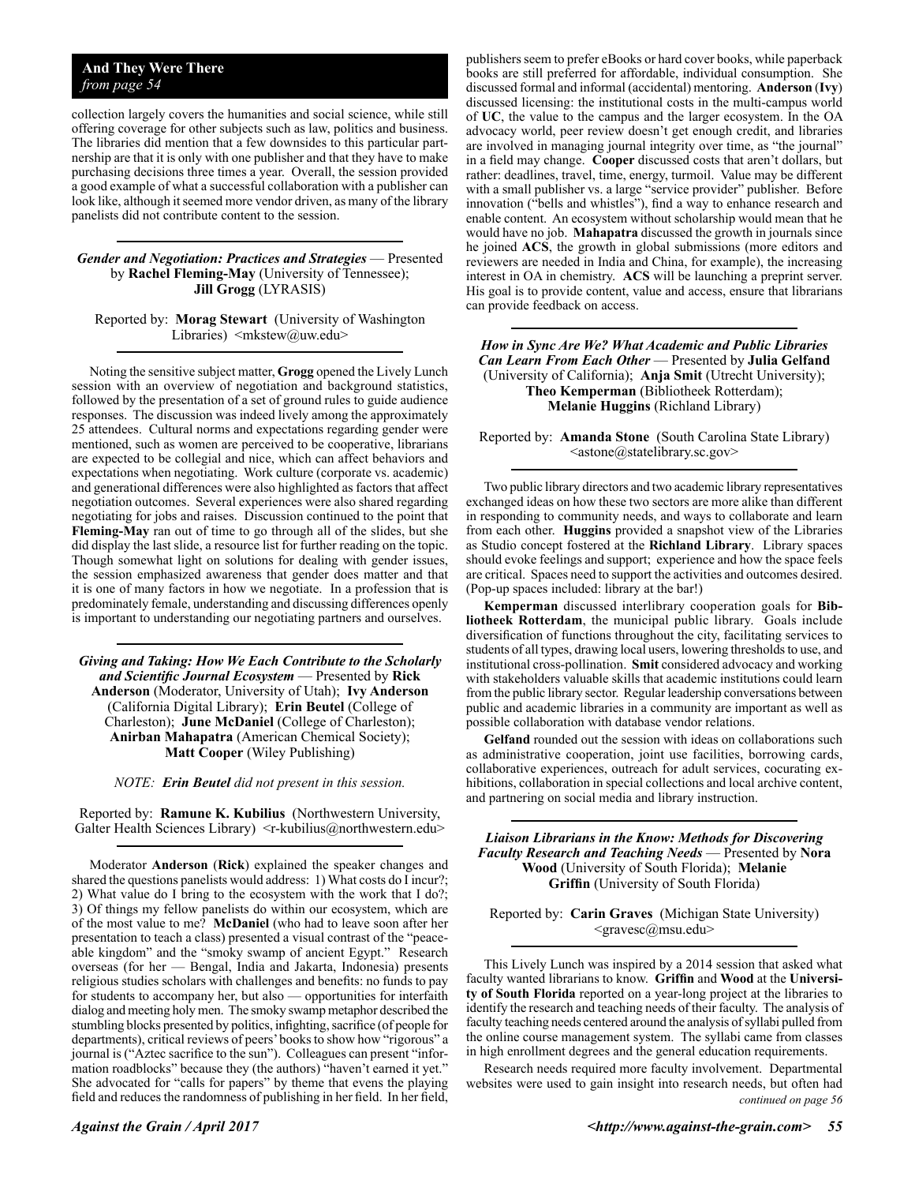collection largely covers the humanities and social science, while still offering coverage for other subjects such as law, politics and business. The libraries did mention that a few downsides to this particular partnership are that it is only with one publisher and that they have to make purchasing decisions three times a year. Overall, the session provided a good example of what a successful collaboration with a publisher can look like, although it seemed more vendor driven, as many of the library panelists did not contribute content to the session.

---

***Gender and Negotiation: Practices and Strategies*** — Presented by **Rachel Fleming-May** (University of Tennessee); **Jill Grogg** (LYRASIS)

Reported by: **Morag Stewart** (University of Washington Libraries) <mkstew@uw.edu>

---

Noting the sensitive subject matter, **Grogg** opened the Lively Lunch session with an overview of negotiation and background statistics, followed by the presentation of a set of ground rules to guide audience responses. The discussion was indeed lively among the approximately 25 attendees. Cultural norms and expectations regarding gender were mentioned, such as women are perceived to be cooperative, librarians are expected to be collegial and nice, which can affect behaviors and expectations when negotiating. Work culture (corporate vs. academic) and generational differences were also highlighted as factors that affect negotiation outcomes. Several experiences were also shared regarding negotiating for jobs and raises. Discussion continued to the point that **Fleming-May** ran out of time to go through all of the slides, but she did display the last slide, a resource list for further reading on the topic. Though somewhat light on solutions for dealing with gender issues, the session emphasized awareness that gender does matter and that it is one of many factors in how we negotiate. In a profession that is predominately female, understanding and discussing differences openly is important to understanding our negotiating partners and ourselves.

---

***Giving and Taking: How We Each Contribute to the Scholarly and Scientific Journal Ecosystem*** — Presented by **Rick Anderson** (Moderator, University of Utah); **Ivy Anderson** (California Digital Library); **Erin Beutel** (College of Charleston); **June McDaniel** (College of Charleston); **Anirban Mahapatra** (American Chemical Society); **Matt Cooper** (Wiley Publishing)

*NOTE: **Erin Beutel** did not present in this session.*

Reported by: **Ramune K. Kubilius** (Northwestern University, Galter Health Sciences Library) <r-kubilius@northwestern.edu>

---

Moderator **Anderson** (**Rick**) explained the speaker changes and shared the questions panelists would address: 1) What costs do I incur?; 2) What value do I bring to the ecosystem with the work that I do?; 3) Of things my fellow panelists do within our ecosystem, which are of the most value to me? **McDaniel** (who had to leave soon after her presentation to teach a class) presented a visual contrast of the "peaceable kingdom" and the "smoky swamp of ancient Egypt." Research overseas (for her — Bengal, India and Jakarta, Indonesia) presents religious studies scholars with challenges and benefits: no funds to pay for students to accompany her, but also — opportunities for interfaith dialog and meeting holy men. The smoky swamp metaphor described the stumbling blocks presented by politics, infighting, sacrifice (of people for departments), critical reviews of peers' books to show how "rigorous" a journal is ("Aztec sacrifice to the sun"). Colleagues can present "information roadblocks" because they (the authors) "haven't earned it yet." She advocated for "calls for papers" by theme that evens the playing field and reduces the randomness of publishing in her field. In her field, publishers seem to prefer eBooks or hard cover books, while paperback books are still preferred for affordable, individual consumption. She discussed formal and informal (accidental) mentoring. **Anderson** (**Ivy**) discussed licensing: the institutional costs in the multi-campus world of **UC**, the value to the campus and the larger ecosystem. In the OA advocacy world, peer review doesn't get enough credit, and libraries are involved in managing journal integrity over time, as "the journal" in a field may change. **Cooper** discussed costs that aren't dollars, but rather: deadlines, travel, time, energy, turmoil. Value may be different with a small publisher vs. a large "service provider" publisher. Before innovation ("bells and whistles"), find a way to enhance research and enable content. An ecosystem without scholarship would mean that he would have no job. **Mahapatra** discussed the growth in journals since he joined **ACS**, the growth in global submissions (more editors and reviewers are needed in India and China, for example), the increasing interest in OA in chemistry. **ACS** will be launching a preprint server. His goal is to provide content, value and access, ensure that librarians can provide feedback on access.

---

***How in Sync Are We? What Academic and Public Libraries Can Learn From Each Other*** — Presented by **Julia Gelfand** (University of California); **Anja Smit** (Utrecht University); **Theo Kemperman** (Bibliotheek Rotterdam); **Melanie Huggins** (Richland Library)

Reported by: **Amanda Stone** (South Carolina State Library) <astone@statelibrary.sc.gov>

---

Two public library directors and two academic library representatives exchanged ideas on how these two sectors are more alike than different in responding to community needs, and ways to collaborate and learn from each other. **Huggins** provided a snapshot view of the Libraries as Studio concept fostered at the **Richland Library**. Library spaces should evoke feelings and support; experience and how the space feels are critical. Spaces need to support the activities and outcomes desired. (Pop-up spaces included: library at the bar!)

**Kemperman** discussed interlibrary cooperation goals for **Bibliotheek Rotterdam**, the municipal public library. Goals include diversification of functions throughout the city, facilitating services to students of all types, drawing local users, lowering thresholds to use, and institutional cross-pollination. **Smit** considered advocacy and working with stakeholders valuable skills that academic institutions could learn from the public library sector. Regular leadership conversations between public and academic libraries in a community are important as well as possible collaboration with database vendor relations.

**Gelfand** rounded out the session with ideas on collaborations such as administrative cooperation, joint use facilities, borrowing cards, collaborative experiences, outreach for adult services, cocurating exhibitions, collaboration in special collections and local archive content, and partnering on social media and library instruction.

---

***Liaison Librarians in the Know: Methods for Discovering Faculty Research and Teaching Needs*** — Presented by **Nora Wood** (University of South Florida); **Melanie Griffin** (University of South Florida)

Reported by: **Carin Graves** (Michigan State University) <gravesc@msu.edu>

---

This Lively Lunch was inspired by a 2014 session that asked what faculty wanted librarians to know. **Griffin** and **Wood** at the **University of South Florida** reported on a year-long project at the libraries to identify the research and teaching needs of their faculty. The analysis of faculty teaching needs centered around the analysis of syllabi pulled from the online course management system. The syllabi came from classes in high enrollment degrees and the general education requirements.

Research needs required more faculty involvement. Departmental websites were used to gain insight into research needs, but often had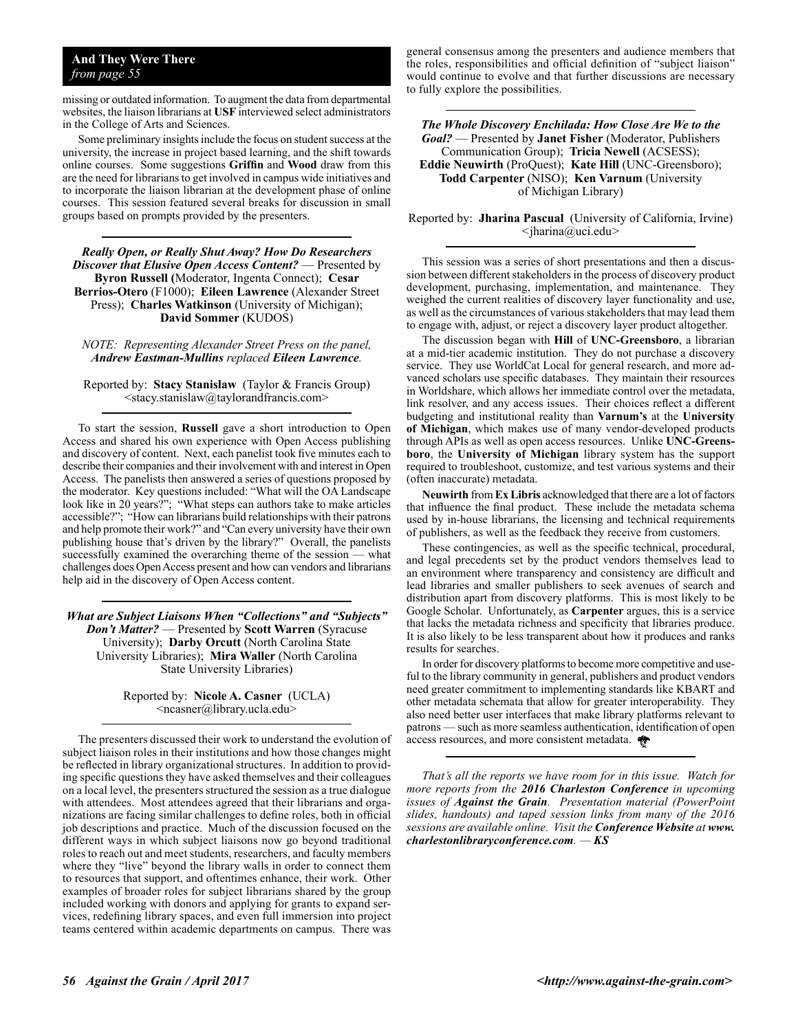**And They Were There**
*from page 55*

missing or outdated information. To augment the data from departmental websites, the liaison librarians at **USF** interviewed select administrators in the College of Arts and Sciences.

Some preliminary insights include the focus on student success at the university, the increase in project based learning, and the shift towards online courses. Some suggestions **Griffin** and **Wood** draw from this are the need for librarians to get involved in campus wide initiatives and to incorporate the liaison librarian at the development phase of online courses. This session featured several breaks for discussion in small groups based on prompts provided by the presenters.

---

***Really Open, or Really Shut Away? How Do Researchers Discover that Elusive Open Access Content?*** — Presented by **Byron Russell (**Moderator, Ingenta Connect); **Cesar Berrios-Otero** (F1000); **Eileen Lawrence** (Alexander Street Press); **Charles Watkinson** (University of Michigan); **David Sommer** (KUDOS)

*NOTE: Representing Alexander Street Press on the panel, **Andrew Eastman-Mullins** replaced **Eileen Lawrence**.*

Reported by: **Stacy Stanislaw** (Taylor & Francis Group) <stacy.stanislaw@taylorandfrancis.com>

---

To start the session, **Russell** gave a short introduction to Open Access and shared his own experience with Open Access publishing and discovery of content. Next, each panelist took five minutes each to describe their companies and their involvement with and interest in Open Access. The panelists then answered a series of questions proposed by the moderator. Key questions included: "What will the OA Landscape look like in 20 years?"; "What steps can authors take to make articles accessible?"; "How can librarians build relationships with their patrons and help promote their work?" and "Can every university have their own publishing house that's driven by the library?" Overall, the panelists successfully examined the overarching theme of the session — what challenges does Open Access present and how can vendors and librarians help aid in the discovery of Open Access content.

---

***What are Subject Liaisons When "Collections" and "Subjects" Don't Matter?*** — Presented by **Scott Warren** (Syracuse University); **Darby Orcutt** (North Carolina State University Libraries); **Mira Waller** (North Carolina State University Libraries)

Reported by: **Nicole A. Casner** (UCLA) <ncasner@library.ucla.edu>

---

The presenters discussed their work to understand the evolution of subject liaison roles in their institutions and how those changes might be reflected in library organizational structures. In addition to providing specific questions they have asked themselves and their colleagues on a local level, the presenters structured the session as a true dialogue with attendees. Most attendees agreed that their librarians and organizations are facing similar challenges to define roles, both in official job descriptions and practice. Much of the discussion focused on the different ways in which subject liaisons now go beyond traditional roles to reach out and meet students, researchers, and faculty members where they "live" beyond the library walls in order to connect them to resources that support, and oftentimes enhance, their work. Other examples of broader roles for subject librarians shared by the group included working with donors and applying for grants to expand services, redefining library spaces, and even full immersion into project teams centered within academic departments on campus. There was general consensus among the presenters and audience members that the roles, responsibilities and official definition of "subject liaison" would continue to evolve and that further discussions are necessary to fully explore the possibilities.

---

***The Whole Discovery Enchilada: How Close Are We to the Goal?*** — Presented by **Janet Fisher** (Moderator, Publishers Communication Group); **Tricia Newell** (ACSESS); **Eddie Neuwirth** (ProQuest); **Kate Hill** (UNC-Greensboro); **Todd Carpenter** (NISO); **Ken Varnum** (University of Michigan Library)

Reported by: **Jharina Pascual** (University of California, Irvine) <jharina@uci.edu>

---

This session was a series of short presentations and then a discussion between different stakeholders in the process of discovery product development, purchasing, implementation, and maintenance. They weighed the current realities of discovery layer functionality and use, as well as the circumstances of various stakeholders that may lead them to engage with, adjust, or reject a discovery layer product altogether.

The discussion began with **Hill** of **UNC-Greensboro**, a librarian at a mid-tier academic institution. They do not purchase a discovery service. They use WorldCat Local for general research, and more advanced scholars use specific databases. They maintain their resources in Worldshare, which allows her immediate control over the metadata, link resolver, and any access issues. Their choices reflect a different budgeting and institutional reality than **Varnum's** at the **University of Michigan**, which makes use of many vendor-developed products through APIs as well as open access resources. Unlike **UNC-Greensboro**, the **University of Michigan** library system has the support required to troubleshoot, customize, and test various systems and their (often inaccurate) metadata.

**Neuwirth** from **Ex Libris** acknowledged that there are a lot of factors that influence the final product. These include the metadata schema used by in-house librarians, the licensing and technical requirements of publishers, as well as the feedback they receive from customers.

These contingencies, as well as the specific technical, procedural, and legal precedents set by the product vendors themselves lead to an environment where transparency and consistency are difficult and lead libraries and smaller publishers to seek avenues of search and distribution apart from discovery platforms. This is most likely to be Google Scholar. Unfortunately, as **Carpenter** argues, this is a service that lacks the metadata richness and specificity that libraries produce. It is also likely to be less transparent about how it produces and ranks results for searches.

In order for discovery platforms to become more competitive and useful to the library community in general, publishers and product vendors need greater commitment to implementing standards like KBART and other metadata schemata that allow for greater interoperability. They also need better user interfaces that make library platforms relevant to patrons — such as more seamless authentication, identification of open access resources, and more consistent metadata.

---

*That's all the reports we have room for in this issue. Watch for more reports from the **2016 Charleston Conference** in upcoming issues of **Against the Grain**. Presentation material (PowerPoint slides, handouts) and taped session links from many of the 2016 sessions are available online. Visit the **Conference Website** at **www.charlestonlibraryconference.com**. — **KS***